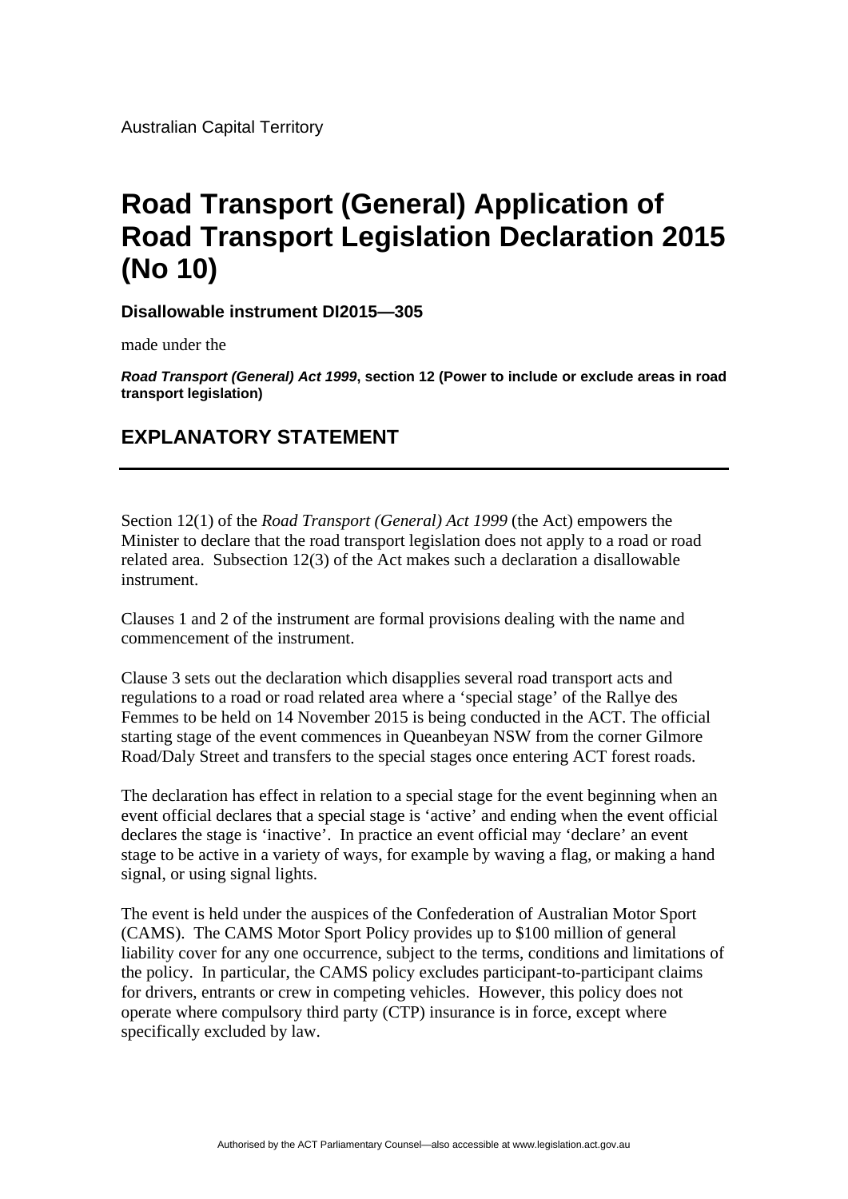Australian Capital Territory

# Road Transport (General) Application of Road Transport Legislation Declaration 2015 (No 10)

**Disallowable instrument DI2015—305**

made under the

***Road Transport (General) Act 1999*, section 12 (Power to include or exclude areas in road transport legislation)**

## EXPLANATORY STATEMENT

---

Section 12(1) of the *Road Transport (General) Act 1999* (the Act) empowers the Minister to declare that the road transport legislation does not apply to a road or road related area. Subsection 12(3) of the Act makes such a declaration a disallowable instrument.

Clauses 1 and 2 of the instrument are formal provisions dealing with the name and commencement of the instrument.

Clause 3 sets out the declaration which disapplies several road transport acts and regulations to a road or road related area where a 'special stage' of the Rallye des Femmes to be held on 14 November 2015 is being conducted in the ACT. The official starting stage of the event commences in Queanbeyan NSW from the corner Gilmore Road/Daly Street and transfers to the special stages once entering ACT forest roads.

The declaration has effect in relation to a special stage for the event beginning when an event official declares that a special stage is 'active' and ending when the event official declares the stage is 'inactive'. In practice an event official may 'declare' an event stage to be active in a variety of ways, for example by waving a flag, or making a hand signal, or using signal lights.

The event is held under the auspices of the Confederation of Australian Motor Sport (CAMS). The CAMS Motor Sport Policy provides up to \$100 million of general liability cover for any one occurrence, subject to the terms, conditions and limitations of the policy. In particular, the CAMS policy excludes participant-to-participant claims for drivers, entrants or crew in competing vehicles. However, this policy does not operate where compulsory third party (CTP) insurance is in force, except where specifically excluded by law.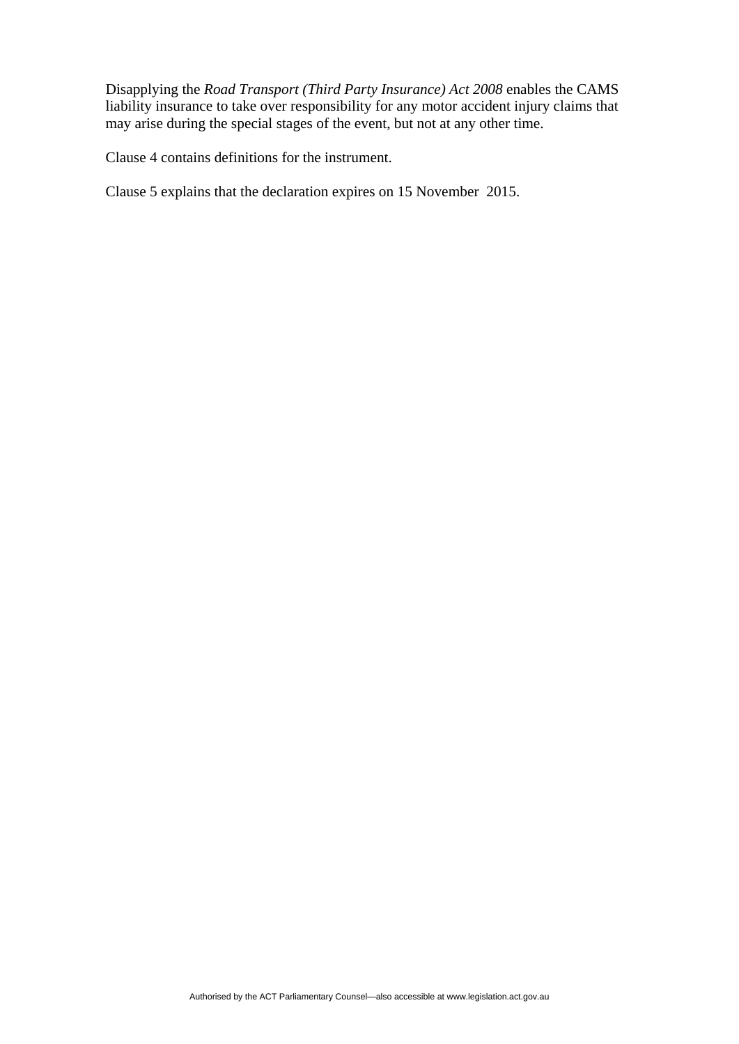Disapplying the *Road Transport (Third Party Insurance) Act 2008* enables the CAMS liability insurance to take over responsibility for any motor accident injury claims that may arise during the special stages of the event, but not at any other time.

Clause 4 contains definitions for the instrument.

Clause 5 explains that the declaration expires on 15 November 2015.